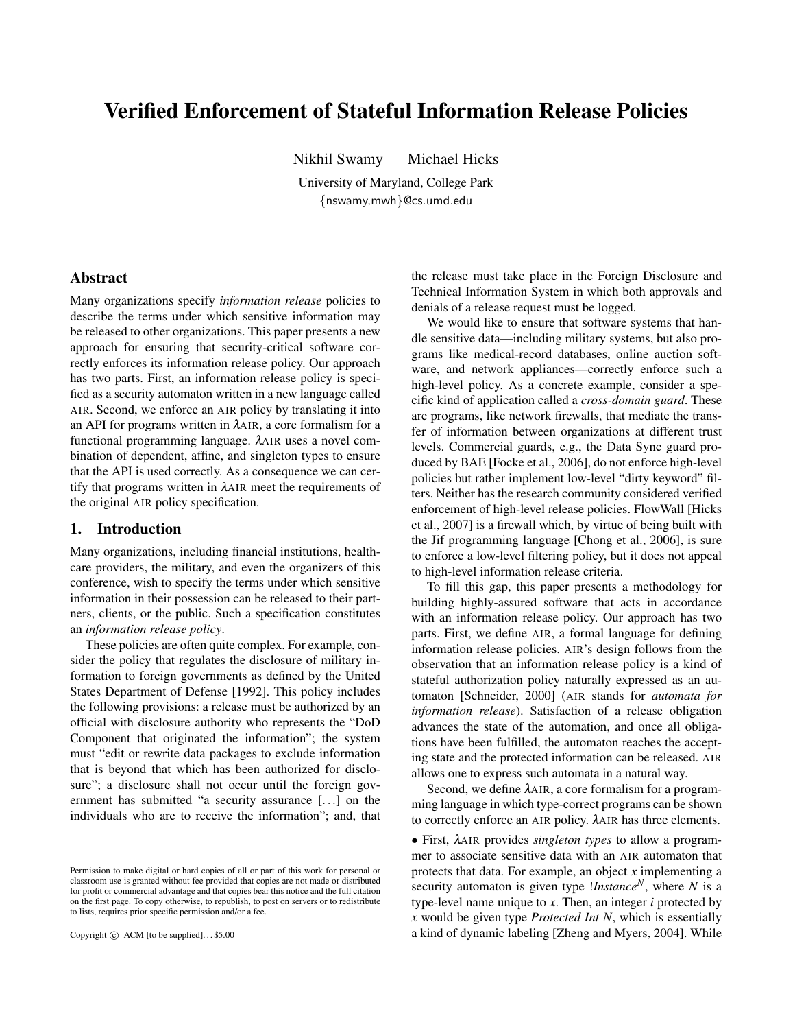# Verified Enforcement of Stateful Information Release Policies

Nikhil Swamy Michael Hicks

University of Maryland, College Park

{nswamy,mwh}@cs.umd.edu

## Abstract

Many organizations specify *information release* policies to describe the terms under which sensitive information may be released to other organizations. This paper presents a new approach for ensuring that security-critical software correctly enforces its information release policy. Our approach has two parts. First, an information release policy is specified as a security automaton written in a new language called AIR. Second, we enforce an AIR policy by translating it into an API for programs written in λAIR, a core formalism for a functional programming language. λAIR uses a novel combination of dependent, affine, and singleton types to ensure that the API is used correctly. As a consequence we can certify that programs written in λAIR meet the requirements of the original AIR policy specification.

## 1. Introduction

Many organizations, including financial institutions, health-care providers, the military, and even the organizers of this conference, wish to specify the terms under which sensitive information in their possession can be released to their partners, clients, or the public. Such a specification constitutes an *information release policy*.

These policies are often quite complex. For example, consider the policy that regulates the disclosure of military information to foreign governments as defined by the United States Department of Defense [1992]. This policy includes the following provisions: a release must be authorized by an official with disclosure authority who represents the "DoD Component that originated the information"; the system must "edit or rewrite data packages to exclude information that is beyond that which has been authorized for disclosure"; a disclosure shall not occur until the foreign government has submitted "a security assurance [...] on the individuals who are to receive the information"; and, that the release must take place in the Foreign Disclosure and Technical Information System in which both approvals and denials of a release request must be logged.

We would like to ensure that software systems that handle sensitive data—including military systems, but also programs like medical-record databases, online auction software, and network appliances—correctly enforce such a high-level policy. As a concrete example, consider a specific kind of application called a *cross-domain guard*. These are programs, like network firewalls, that mediate the transfer of information between organizations at different trust levels. Commercial guards, e.g., the Data Sync guard produced by BAE [Focke et al., 2006], do not enforce high-level policies but rather implement low-level "dirty keyword" filters. Neither has the research community considered verified enforcement of high-level release policies. FlowWall [Hicks et al., 2007] is a firewall which, by virtue of being built with the Jif programming language [Chong et al., 2006], is sure to enforce a low-level filtering policy, but it does not appeal to high-level information release criteria.

To fill this gap, this paper presents a methodology for building highly-assured software that acts in accordance with an information release policy. Our approach has two parts. First, we define AIR, a formal language for defining information release policies. AIR's design follows from the observation that an information release policy is a kind of stateful authorization policy naturally expressed as an automaton [Schneider, 2000] (AIR stands for *automata for information release*). Satisfaction of a release obligation advances the state of the automation, and once all obligations have been fulfilled, the automaton reaches the accepting state and the protected information can be released. AIR allows one to express such automata in a natural way.

Second, we define λAIR, a core formalism for a programming language in which type-correct programs can be shown to correctly enforce an AIR policy. λAIR has three elements.

• First, λAIR provides *singleton types* to allow a programmer to associate sensitive data with an AIR automaton that protects that data. For example, an object $x$ implementing a security automaton is given type $!Instance^N$, where $N$ is a type-level name unique to $x$. Then, an integer $i$ protected by $x$ would be given type *Protected Int N*, which is essentially a kind of dynamic labeling [Zheng and Myers, 2004]. While

Permission to make digital or hard copies of all or part of this work for personal or classroom use is granted without fee provided that copies are not made or distributed for profit or commercial advantage and that copies bear this notice and the full citation on the first page. To copy otherwise, to republish, to post on servers or to redistribute to lists, requires prior specific permission and/or a fee.

Copyright © ACM [to be supplied]...$5.00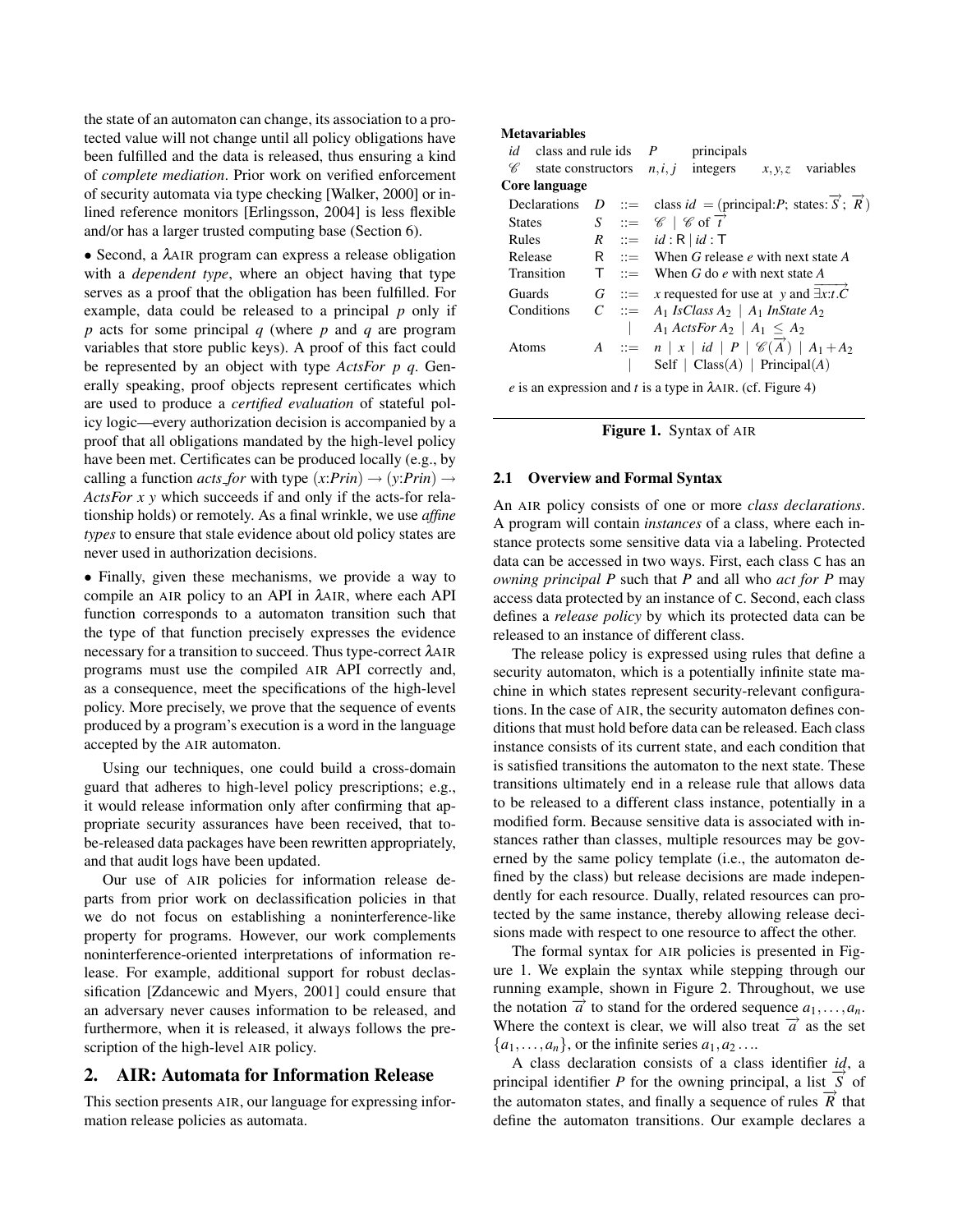the state of an automaton can change, its association to a protected value will not change until all policy obligations have been fulfilled and the data is released, thus ensuring a kind of *complete mediation*. Prior work on verified enforcement of security automata via type checking [Walker, 2000] or inlined reference monitors [Erlingsson, 2004] is less flexible and/or has a larger trusted computing base (Section 6).

• Second, a λAIR program can express a release obligation with a *dependent type*, where an object having that type serves as a proof that the obligation has been fulfilled. For example, data could be released to a principal $p$ only if $p$ acts for some principal $q$ (where $p$ and $q$ are program variables that store public keys). A proof of this fact could be represented by an object with type *ActsFor p q*. Generally speaking, proof objects represent certificates which are used to produce a *certified evaluation* of stateful policy logic—every authorization decision is accompanied by a proof that all obligations mandated by the high-level policy have been met. Certificates can be produced locally (e.g., by calling a function *acts_for* with type $(x{:}Prin) \rightarrow (y{:}Prin) \rightarrow$ *ActsFor x y* which succeeds if and only if the acts-for relationship holds) or remotely. As a final wrinkle, we use *affine types* to ensure that stale evidence about old policy states are never used in authorization decisions.

• Finally, given these mechanisms, we provide a way to compile an AIR policy to an API in λAIR, where each API function corresponds to a automaton transition such that the type of that function precisely expresses the evidence necessary for a transition to succeed. Thus type-correct λAIR programs must use the compiled AIR API correctly and, as a consequence, meet the specifications of the high-level policy. More precisely, we prove that the sequence of events produced by a program's execution is a word in the language accepted by the AIR automaton.

Using our techniques, one could build a cross-domain guard that adheres to high-level policy prescriptions; e.g., it would release information only after confirming that appropriate security assurances have been received, that to-be-released data packages have been rewritten appropriately, and that audit logs have been updated.

Our use of AIR policies for information release departs from prior work on declassification policies in that we do not focus on establishing a noninterference-like property for programs. However, our work complements noninterference-oriented interpretations of information release. For example, additional support for robust declassification [Zdancewic and Myers, 2001] could ensure that an adversary never causes information to be released, and furthermore, when it is released, it always follows the prescription of the high-level AIR policy.

## 2. AIR: Automata for Information Release

This section presents AIR, our language for expressing information release policies as automata.

**Metavariables**

| | | | | | |
|---|---|---|---|---|---|
| $id$ | class and rule ids | $P$ | principals | | |
| $\mathscr{C}$ | state constructors | $n,i,j$ | integers | $x,y,z$ | variables |

**Core language**

| | | | |
|---|---|---|---|
| Declarations | $D$ | ::= | class $id$ = (principal:$P$; states: $\overrightarrow{S}$ ; $\overrightarrow{R}$) |
| States | $S$ | ::= | $\mathscr{C}$ \| $\mathscr{C}$ of $\overrightarrow{t}$ |
| Rules | $R$ | ::= | $id$ : $\mathsf{R}$ \| $id$ : $\mathsf{T}$ |
| Release | $\mathsf{R}$ | ::= | When $G$ release $e$ with next state $A$ |
| Transition | $\mathsf{T}$ | ::= | When $G$ do $e$ with next state $A$ |
| Guards | $G$ | ::= | $x$ requested for use at $y$ and $\overrightarrow{\exists x{:}t.C}$ |
| Conditions | $C$ | ::= | $A_1$ *IsClass* $A_2$ \| $A_1$ *InState* $A_2$ |
| | | \| | $A_1$ *ActsFor* $A_2$ \| $A_1 \leq A_2$ |
| Atoms | $A$ | ::= | $n$ \| $x$ \| $id$ \| $P$ \| $\mathscr{C}(\overrightarrow{A})$ \| $A_1 + A_2$ |
| | | \| | Self \| Class($A$) \| Principal($A$) |

$e$ is an expression and $t$ is a type in λAIR. (cf. Figure 4)

**Figure 1.** Syntax of AIR

### 2.1 Overview and Formal Syntax

An AIR policy consists of one or more *class declarations*. A program will contain *instances* of a class, where each instance protects some sensitive data via a labeling. Protected data can be accessed in two ways. First, each class C has an *owning principal* $P$ such that $P$ and all who *act for P* may access data protected by an instance of C. Second, each class defines a *release policy* by which its protected data can be released to an instance of different class.

The release policy is expressed using rules that define a security automaton, which is a potentially infinite state machine in which states represent security-relevant configurations. In the case of AIR, the security automaton defines conditions that must hold before data can be released. Each class instance consists of its current state, and each condition that is satisfied transitions the automaton to the next state. These transitions ultimately end in a release rule that allows data to be released to a different class instance, potentially in a modified form. Because sensitive data is associated with instances rather than classes, multiple resources may be governed by the same policy template (i.e., the automaton defined by the class) but release decisions are made independently for each resource. Dually, related resources can protected by the same instance, thereby allowing release decisions made with respect to one resource to affect the other.

The formal syntax for AIR policies is presented in Figure 1. We explain the syntax while stepping through our running example, shown in Figure 2. Throughout, we use the notation $\overrightarrow{a}$ to stand for the ordered sequence $a_1,\ldots,a_n$. Where the context is clear, we will also treat $\overrightarrow{a}$ as the set $\{a_1,\ldots,a_n\}$, or the infinite series $a_1,a_2\ldots$.

A class declaration consists of a class identifier $id$, a principal identifier $P$ for the owning principal, a list $\overrightarrow{S}$ of the automaton states, and finally a sequence of rules $\overrightarrow{R}$ that define the automaton transitions. Our example declares a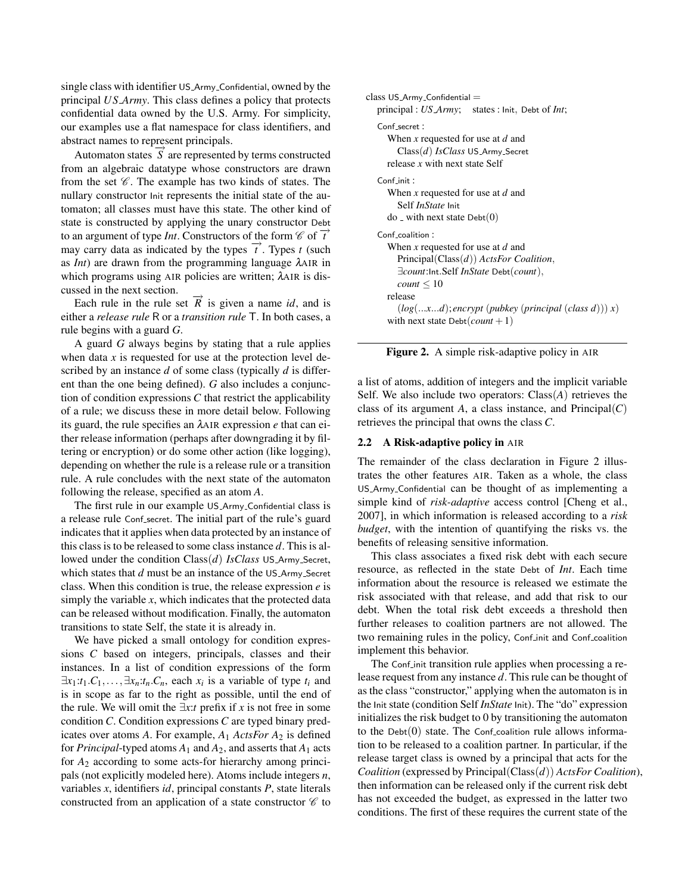single class with identifier US_Army_Confidential, owned by the principal *US_Army*. This class defines a policy that protects confidential data owned by the U.S. Army. For simplicity, our examples use a flat namespace for class identifiers, and abstract names to represent principals.

Automaton states $\overrightarrow{S}$ are represented by terms constructed from an algebraic datatype whose constructors are drawn from the set $\mathscr{C}$. The example has two kinds of states. The nullary constructor Init represents the initial state of the automaton; all classes must have this state. The other kind of state is constructed by applying the unary constructor Debt to an argument of type *Int*. Constructors of the form $\mathscr{C}$ of $\overrightarrow{t}$ may carry data as indicated by the types $\overrightarrow{t}$. Types $t$ (such as *Int*) are drawn from the programming language λAIR in which programs using AIR policies are written; λAIR is discussed in the next section.

Each rule in the rule set $\overrightarrow{R}$ is given a name *id*, and is either a *release rule* R or a *transition rule* T. In both cases, a rule begins with a guard $G$.

A guard $G$ always begins by stating that a rule applies when data $x$ is requested for use at the protection level described by an instance $d$ of some class (typically $d$ is different than the one being defined). $G$ also includes a conjunction of condition expressions $C$ that restrict the applicability of a rule; we discuss these in more detail below. Following its guard, the rule specifies an λAIR expression $e$ that can either release information (perhaps after downgrading it by filtering or encryption) or do some other action (like logging), depending on whether the rule is a release rule or a transition rule. A rule concludes with the next state of the automaton following the release, specified as an atom $A$.

The first rule in our example US_Army_Confidential class is a release rule Conf_secret. The initial part of the rule's guard indicates that it applies when data protected by an instance of this class is to be released to some class instance $d$. This is allowed under the condition Class($d$) *IsClass* US_Army_Secret, which states that $d$ must be an instance of the US_Army_Secret class. When this condition is true, the release expression $e$ is simply the variable $x$, which indicates that the protected data can be released without modification. Finally, the automaton transitions to state Self, the state it is already in.

We have picked a small ontology for condition expressions $C$ based on integers, principals, classes and their instances. In a list of condition expressions of the form $\exists x_1{:}t_1.C_1, \ldots, \exists x_n{:}t_n.C_n$, each $x_i$ is a variable of type $t_i$ and is in scope as far to the right as possible, until the end of the rule. We will omit the $\exists x{:}t$ prefix if $x$ is not free in some condition $C$. Condition expressions $C$ are typed binary predicates over atoms $A$. For example, $A_1$ *ActsFor* $A_2$ is defined for *Principal*-typed atoms $A_1$ and $A_2$, and asserts that $A_1$ acts for $A_2$ according to some acts-for hierarchy among principals (not explicitly modeled here). Atoms include integers $n$, variables $x$, identifiers *id*, principal constants $P$, state literals constructed from an application of a state constructor $\mathscr{C}$ to a list of atoms, addition of integers and the implicit variable Self. We also include two operators: Class($A$) retrieves the class of its argument $A$, a class instance, and Principal($C$) retrieves the principal that owns the class $C$.

```
class US_Army_Confidential =
  principal : US_Army;    states : Init, Debt of Int;

  Conf_secret :
    When x requested for use at d and
      Class(d) IsClass US_Army_Secret
    release x with next state Self

  Conf_init :
    When x requested for use at d and
      Self InState Init
    do _ with next state Debt(0)

  Conf_coalition :
    When x requested for use at d and
      Principal(Class(d)) ActsFor Coalition,
      ∃count:Int.Self InState Debt(count),
      count ≤ 10
    release
      (log(...x...d); encrypt (pubkey (principal (class d))) x)
    with next state Debt(count + 1)
```

**Figure 2.** A simple risk-adaptive policy in AIR

## 2.2 A Risk-adaptive policy in AIR

The remainder of the class declaration in Figure 2 illustrates the other features AIR. Taken as a whole, the class US_Army_Confidential can be thought of as implementing a simple kind of *risk-adaptive* access control [Cheng et al., 2007], in which information is released according to a *risk budget*, with the intention of quantifying the risks vs. the benefits of releasing sensitive information.

This class associates a fixed risk debt with each secure resource, as reflected in the state Debt of *Int*. Each time information about the resource is released we estimate the risk associated with that release, and add that risk to our debt. When the total risk debt exceeds a threshold then further releases to coalition partners are not allowed. The two remaining rules in the policy, Conf_init and Conf_coalition implement this behavior.

The Conf_init transition rule applies when processing a release request from any instance $d$. This rule can be thought of as the class "constructor," applying when the automaton is in the Init state (condition Self *InState* Init). The "do" expression initializes the risk budget to 0 by transitioning the automaton to the Debt(0) state. The Conf_coalition rule allows information to be released to a coalition partner. In particular, if the release target class is owned by a principal that acts for the *Coalition* (expressed by Principal(Class($d$)) *ActsFor Coalition*), then information can be released only if the current risk debt has not exceeded the budget, as expressed in the latter two conditions. The first of these requires the current state of the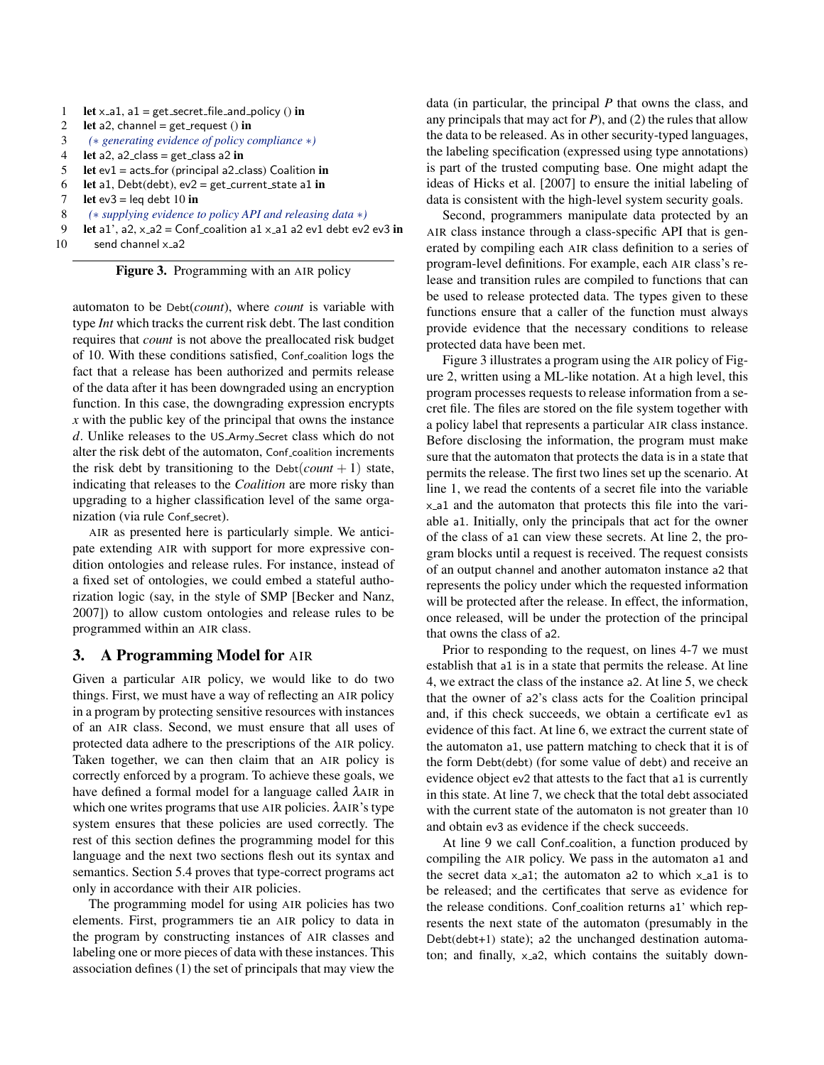```
1   let x_a1, a1 = get_secret_file_and_policy () in
2   let a2, channel = get_request () in
3     (* generating evidence of policy compliance *)
4   let a2, a2_class = get_class a2 in
5   let ev1 = acts_for (principal a2_class) Coalition in
6   let a1, Debt(debt), ev2 = get_current_state a1 in
7   let ev3 = leq debt 10 in
8     (* supplying evidence to policy API and releasing data *)
9   let a1', a2, x_a2 = Conf_coalition a1 x_a1 a2 ev1 debt ev2 ev3 in
10    send channel x_a2
```

**Figure 3.** Programming with an AIR policy

automaton to be Debt(*count*), where *count* is variable with type *Int* which tracks the current risk debt. The last condition requires that *count* is not above the preallocated risk budget of 10. With these conditions satisfied, Conf_coalition logs the fact that a release has been authorized and permits release of the data after it has been downgraded using an encryption function. In this case, the downgrading expression encrypts $x$ with the public key of the principal that owns the instance $d$. Unlike releases to the US_Army_Secret class which do not alter the risk debt of the automaton, Conf_coalition increments the risk debt by transitioning to the Debt$(count + 1)$ state, indicating that releases to the *Coalition* are more risky than upgrading to a higher classification level of the same organization (via rule Conf_secret).

AIR as presented here is particularly simple. We anticipate extending AIR with support for more expressive condition ontologies and release rules. For instance, instead of a fixed set of ontologies, we could embed a stateful authorization logic (say, in the style of SMP [Becker and Nanz, 2007]) to allow custom ontologies and release rules to be programmed within an AIR class.

## 3. A Programming Model for AIR

Given a particular AIR policy, we would like to do two things. First, we must have a way of reflecting an AIR policy in a program by protecting sensitive resources with instances of an AIR class. Second, we must ensure that all uses of protected data adhere to the prescriptions of the AIR policy. Taken together, we can then claim that an AIR policy is correctly enforced by a program. To achieve these goals, we have defined a formal model for a language called λAIR in which one writes programs that use AIR policies. λAIR's type system ensures that these policies are used correctly. The rest of this section defines the programming model for this language and the next two sections flesh out its syntax and semantics. Section 5.4 proves that type-correct programs act only in accordance with their AIR policies.

The programming model for using AIR policies has two elements. First, programmers tie an AIR policy to data in the program by constructing instances of AIR classes and labeling one or more pieces of data with these instances. This association defines (1) the set of principals that may view the data (in particular, the principal $P$ that owns the class, and any principals that may act for $P$), and (2) the rules that allow the data to be released. As in other security-typed languages, the labeling specification (expressed using type annotations) is part of the trusted computing base. One might adapt the ideas of Hicks et al. [2007] to ensure the initial labeling of data is consistent with the high-level system security goals.

Second, programmers manipulate data protected by an AIR class instance through a class-specific API that is generated by compiling each AIR class definition to a series of program-level definitions. For example, each AIR class's release and transition rules are compiled to functions that can be used to release protected data. The types given to these functions ensure that a caller of the function must always provide evidence that the necessary conditions to release protected data have been met.

Figure 3 illustrates a program using the AIR policy of Figure 2, written using a ML-like notation. At a high level, this program processes requests to release information from a secret file. The files are stored on the file system together with a policy label that represents a particular AIR class instance. Before disclosing the information, the program must make sure that the automaton that protects the data is in a state that permits the release. The first two lines set up the scenario. At line 1, we read the contents of a secret file into the variable x_a1 and the automaton that protects this file into the variable a1. Initially, only the principals that act for the owner of the class of a1 can view these secrets. At line 2, the program blocks until a request is received. The request consists of an output channel and another automaton instance a2 that represents the policy under which the requested information will be protected after the release. In effect, the information, once released, will be under the protection of the principal that owns the class of a2.

Prior to responding to the request, on lines 4-7 we must establish that a1 is in a state that permits the release. At line 4, we extract the class of the instance a2. At line 5, we check that the owner of a2's class acts for the Coalition principal and, if this check succeeds, we obtain a certificate ev1 as evidence of this fact. At line 6, we extract the current state of the automaton a1, use pattern matching to check that it is of the form Debt(debt) (for some value of debt) and receive an evidence object ev2 that attests to the fact that a1 is currently in this state. At line 7, we check that the total debt associated with the current state of the automaton is not greater than 10 and obtain ev3 as evidence if the check succeeds.

At line 9 we call Conf_coalition, a function produced by compiling the AIR policy. We pass in the automaton a1 and the secret data x_a1; the automaton a2 to which x_a1 is to be released; and the certificates that serve as evidence for the release conditions. Conf_coalition returns a1' which represents the next state of the automaton (presumably in the Debt(debt+1) state); a2 the unchanged destination automaton; and finally, x_a2, which contains the suitably down-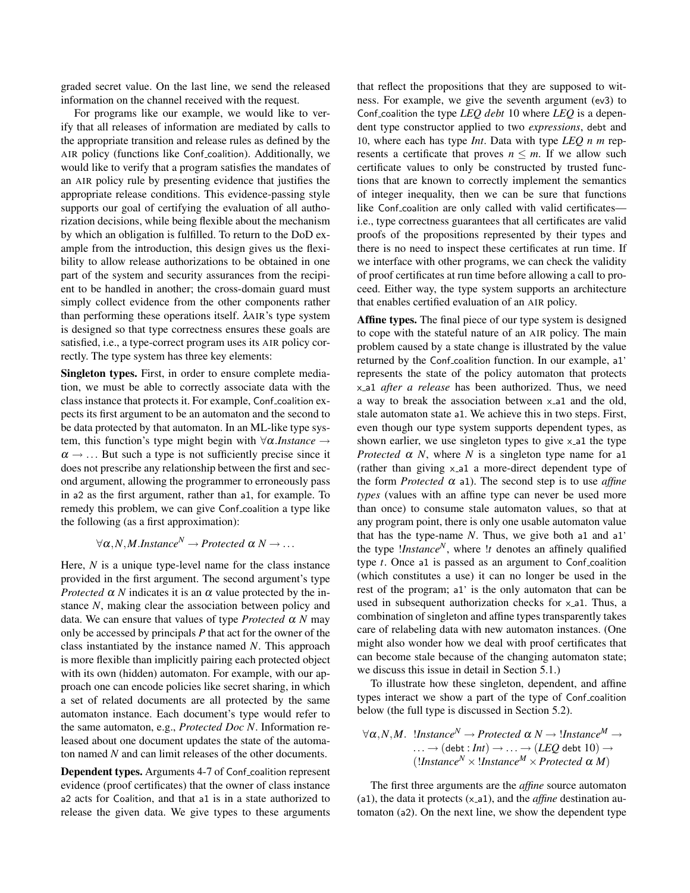graded secret value. On the last line, we send the released information on the channel received with the request.

For programs like our example, we would like to verify that all releases of information are mediated by calls to the appropriate transition and release rules as defined by the AIR policy (functions like Conf_coalition). Additionally, we would like to verify that a program satisfies the mandates of an AIR policy rule by presenting evidence that justifies the appropriate release conditions. This evidence-passing style supports our goal of certifying the evaluation of all authorization decisions, while being flexible about the mechanism by which an obligation is fulfilled. To return to the DoD example from the introduction, this design gives us the flexibility to allow release authorizations to be obtained in one part of the system and security assurances from the recipient to be handled in another; the cross-domain guard must simply collect evidence from the other components rather than performing these operations itself. $\lambda$AIR's type system is designed so that type correctness ensures these goals are satisfied, i.e., a type-correct program uses its AIR policy correctly. The type system has three key elements:

**Singleton types.** First, in order to ensure complete mediation, we must be able to correctly associate data with the class instance that protects it. For example, Conf_coalition expects its first argument to be an automaton and the second to be data protected by that automaton. In an ML-like type system, this function's type might begin with $\forall \alpha. Instance \rightarrow \alpha \rightarrow \ldots$ But such a type is not sufficiently precise since it does not prescribe any relationship between the first and second argument, allowing the programmer to erroneously pass in a2 as the first argument, rather than a1, for example. To remedy this problem, we can give Conf_coalition a type like the following (as a first approximation):

$$\forall \alpha, N, M. Instance^N \rightarrow Protected\ \alpha\ N \rightarrow \ldots$$

Here, $N$ is a unique type-level name for the class instance provided in the first argument. The second argument's type $Protected\ \alpha\ N$ indicates it is an $\alpha$ value protected by the instance $N$, making clear the association between policy and data. We can ensure that values of type $Protected\ \alpha\ N$ may only be accessed by principals $P$ that act for the owner of the class instantiated by the instance named $N$. This approach is more flexible than implicitly pairing each protected object with its own (hidden) automaton. For example, with our approach one can encode policies like secret sharing, in which a set of related documents are all protected by the same automaton instance. Each document's type would refer to the same automaton, e.g., $Protected\ Doc\ N$. Information released about one document updates the state of the automaton named $N$ and can limit releases of the other documents.

**Dependent types.** Arguments 4-7 of Conf_coalition represent evidence (proof certificates) that the owner of class instance a2 acts for Coalition, and that a1 is in a state authorized to release the given data. We give types to these arguments that reflect the propositions that they are supposed to witness. For example, we give the seventh argument (ev3) to Conf_coalition the type $LEQ\ debt\ 10$ where $LEQ$ is a dependent type constructor applied to two *expressions*, debt and 10, where each has type $Int$. Data with type $LEQ\ n\ m$ represents a certificate that proves $n \leq m$. If we allow such certificate values to only be constructed by trusted functions that are known to correctly implement the semantics of integer inequality, then we can be sure that functions like Conf_coalition are only called with valid certificates—i.e., type correctness guarantees that all certificates are valid proofs of the propositions represented by their types and there is no need to inspect these certificates at run time. If we interface with other programs, we can check the validity of proof certificates at run time before allowing a call to proceed. Either way, the type system supports an architecture that enables certified evaluation of an AIR policy.

**Affine types.** The final piece of our type system is designed to cope with the stateful nature of an AIR policy. The main problem caused by a state change is illustrated by the value returned by the Conf_coalition function. In our example, a1' represents the state of the policy automaton that protects x_a1 *after a release* has been authorized. Thus, we need a way to break the association between x_a1 and the old, stale automaton state a1. We achieve this in two steps. First, even though our type system supports dependent types, as shown earlier, we use singleton types to give x_a1 the type $Protected\ \alpha\ N$, where $N$ is a singleton type name for a1 (rather than giving x_a1 a more-direct dependent type of the form $Protected\ \alpha$ a1). The second step is to use *affine types* (values with an affine type can never be used more than once) to consume stale automaton values, so that at any program point, there is only one usable automaton value that has the type-name $N$. Thus, we give both a1 and a1' the type $!Instance^N$, where $!t$ denotes an affinely qualified type $t$. Once a1 is passed as an argument to Conf_coalition (which constitutes a use) it can no longer be used in the rest of the program; a1' is the only automaton that can be used in subsequent authorization checks for x_a1. Thus, a combination of singleton and affine types transparently takes care of relabeling data with new automaton instances. (One might also wonder how we deal with proof certificates that can become stale because of the changing automaton state; we discuss this issue in detail in Section 5.1.)

To illustrate how these singleton, dependent, and affine types interact we show a part of the type of Conf_coalition below (the full type is discussed in Section 5.2).

$$\begin{aligned}\forall \alpha, N, M.\ \ & !Instance^N \rightarrow Protected\ \alpha\ N \rightarrow !Instance^M \rightarrow \\ & \ldots \rightarrow (\mathsf{debt} : Int) \rightarrow \ldots \rightarrow (LEQ\ \mathsf{debt}\ 10) \rightarrow \\ & (!Instance^N \times !Instance^M \times Protected\ \alpha\ M)\end{aligned}$$

The first three arguments are the *affine* source automaton (a1), the data it protects (x_a1), and the *affine* destination automaton (a2). On the next line, we show the dependent type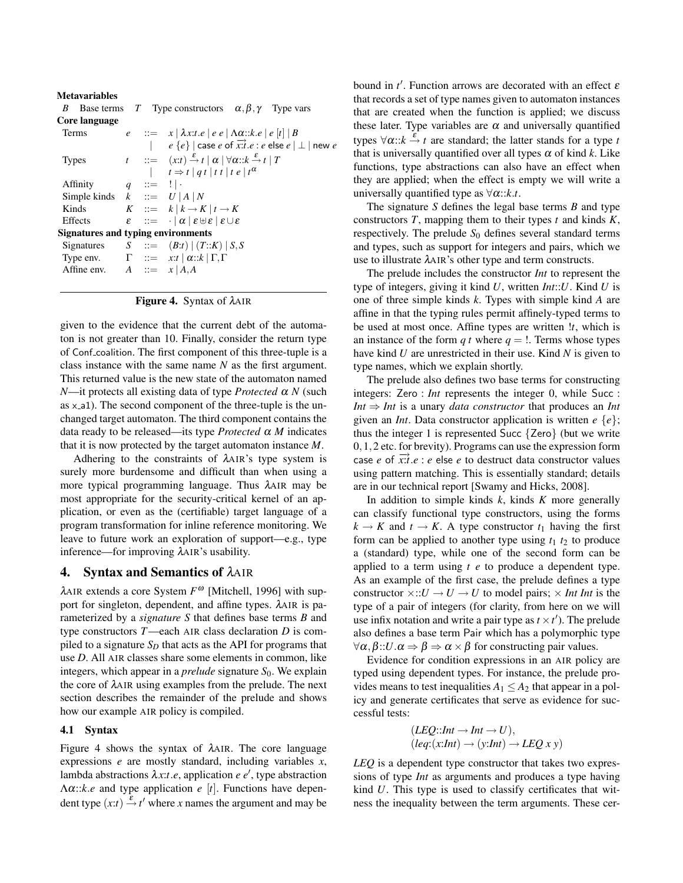**Metavariables**

$B$ Base terms $\quad T$ Type constructors $\quad \alpha, \beta, \gamma$ Type vars

**Core language**

$$
\begin{array}{llll}
\text{Terms} & e & ::= & x \mid \lambda x{:}t.e \mid e\ e \mid \Lambda\alpha{::}k.e \mid e\ [t] \mid B \\
 & & \mid & e\ \{e\} \mid \mathsf{case}\ e\ \mathsf{of}\ \overrightarrow{x{:}t}.e : e\ \mathsf{else}\ e \mid \bot \mid \mathsf{new}\ e \\
\text{Types} & t & ::= & (x{:}t) \xrightarrow{\varepsilon} t \mid \alpha \mid \forall\alpha{::}k \xrightarrow{\varepsilon} t \mid T \\
 & & \mid & t \Rightarrow t \mid q\ t \mid t\ t \mid t\ e \mid t^{\alpha} \\
\text{Affinity} & q & ::= & ! \mid \cdot \\
\text{Simple kinds} & k & ::= & U \mid A \mid N \\
\text{Kinds} & K & ::= & k \mid k \rightarrow K \mid t \rightarrow K \\
\text{Effects} & \varepsilon & ::= & \cdot \mid \alpha \mid \varepsilon \uplus \varepsilon \mid \varepsilon \cup \varepsilon
\end{array}
$$

**Signatures and typing environments**

$$
\begin{array}{llll}
\text{Signatures} & S & ::= & (B{:}t) \mid (T{::}K) \mid S,S \\
\text{Type env.} & \Gamma & ::= & x{:}t \mid \alpha{::}k \mid \Gamma,\Gamma \\
\text{Affine env.} & A & ::= & x \mid A,A
\end{array}
$$

**Figure 4.** Syntax of $\lambda$AIR

given to the evidence that the current debt of the automaton is not greater than 10. Finally, consider the return type of Conf_coalition. The first component of this three-tuple is a class instance with the same name $N$ as the first argument. This returned value is the new state of the automaton named $N$—it protects all existing data of type *Protected* $\alpha$ $N$ (such as x_a1). The second component of the three-tuple is the unchanged target automaton. The third component contains the data ready to be released—its type *Protected* $\alpha$ $M$ indicates that it is now protected by the target automaton instance $M$.

Adhering to the constraints of $\lambda$AIR's type system is surely more burdensome and difficult than when using a more typical programming language. Thus $\lambda$AIR may be most appropriate for the security-critical kernel of an application, or even as the (certifiable) target language of a program transformation for inline reference monitoring. We leave to future work an exploration of support—e.g., type inference—for improving $\lambda$AIR's usability.

## 4. Syntax and Semantics of $\lambda$AIR

$\lambda$AIR extends a core System $F^{\omega}$ [Mitchell, 1996] with support for singleton, dependent, and affine types. $\lambda$AIR is parameterized by a *signature* $S$ that defines base terms $B$ and type constructors $T$—each AIR class declaration $D$ is compiled to a signature $S_D$ that acts as the API for programs that use $D$. All AIR classes share some elements in common, like integers, which appear in a *prelude* signature $S_0$. We explain the core of $\lambda$AIR using examples from the prelude. The next section describes the remainder of the prelude and shows how our example AIR policy is compiled.

### 4.1 Syntax

Figure 4 shows the syntax of $\lambda$AIR. The core language expressions $e$ are mostly standard, including variables $x$, lambda abstractions $\lambda x{:}t.e$, application $e\ e'$, type abstraction $\Lambda\alpha{::}k.e$ and type application $e\ [t]$. Functions have dependent type $(x{:}t) \xrightarrow{\varepsilon} t'$ where $x$ names the argument and may be bound in $t'$. Function arrows are decorated with an effect $\varepsilon$ that records a set of type names given to automaton instances that are created when the function is applied; we discuss these later. Type variables are $\alpha$ and universally quantified types $\forall\alpha{::}k \xrightarrow{\varepsilon} t$ are standard; the latter stands for a type $t$ that is universally quantified over all types $\alpha$ of kind $k$. Like functions, type abstractions can also have an effect when they are applied; when the effect is empty we will write a universally quantified type as $\forall\alpha{::}k.t$.

The signature $S$ defines the legal base terms $B$ and type constructors $T$, mapping them to their types $t$ and kinds $K$, respectively. The prelude $S_0$ defines several standard terms and types, such as support for integers and pairs, which we use to illustrate $\lambda$AIR's other type and term constructs.

The prelude includes the constructor *Int* to represent the type of integers, giving it kind $U$, written $Int{::}U$. Kind $U$ is one of three simple kinds $k$. Types with simple kind $A$ are affine in that the typing rules permit affinely-typed terms to be used at most once. Affine types are written $!t$, which is an instance of the form $q\ t$ where $q = !$. Terms whose types have kind $U$ are unrestricted in their use. Kind $N$ is given to type names, which we explain shortly.

The prelude also defines two base terms for constructing integers: Zero : *Int* represents the integer 0, while Succ : $Int \Rightarrow Int$ is a unary *data constructor* that produces an *Int* given an *Int*. Data constructor application is written $e\ \{e\}$; thus the integer 1 is represented Succ {Zero} (but we write 0, 1, 2 etc. for brevity). Programs can use the expression form $\mathsf{case}\ e\ \mathsf{of}\ \overrightarrow{x{:}t}.e : e\ \mathsf{else}\ e$ to destruct data constructor values using pattern matching. This is essentially standard; details are in our technical report [Swamy and Hicks, 2008].

In addition to simple kinds $k$, kinds $K$ more generally can classify functional type constructors, using the forms $k \rightarrow K$ and $t \rightarrow K$. A type constructor $t_1$ having the first form can be applied to another type using $t_1\ t_2$ to produce a (standard) type, while one of the second form can be applied to a term using $t\ e$ to produce a dependent type. As an example of the first case, the prelude defines a type constructor $\times{::}U \rightarrow U \rightarrow U$ to model pairs; $\times$ *Int Int* is the type of a pair of integers (for clarity, from here on we will use infix notation and write a pair type as $t \times t'$). The prelude also defines a base term Pair which has a polymorphic type $\forall\alpha,\beta{::}U.\alpha \Rightarrow \beta \Rightarrow \alpha \times \beta$ for constructing pair values.

Evidence for condition expressions in an AIR policy are typed using dependent types. For instance, the prelude provides means to test inequalities $A_1 \leq A_2$ that appear in a policy and generate certificates that serve as evidence for successful tests:

$$
\begin{array}{l}
(LEQ{::}Int \rightarrow Int \rightarrow U), \\
(leq{:}(x{:}Int) \rightarrow (y{:}Int) \rightarrow LEQ\ x\ y)
\end{array}
$$

*LEQ* is a dependent type constructor that takes two expressions of type *Int* as arguments and produces a type having kind $U$. This type is used to classify certificates that witness the inequality between the term arguments. These cer-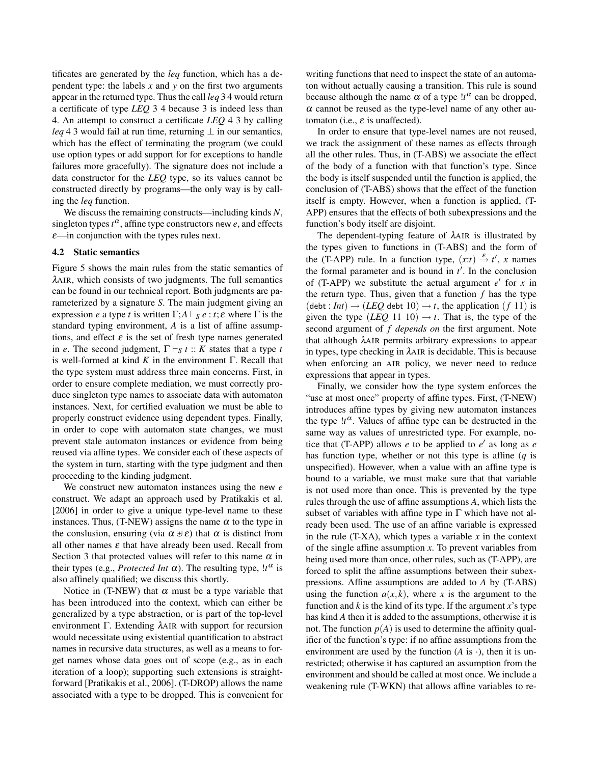tificates are generated by the *leq* function, which has a dependent type: the labels $x$ and $y$ on the first two arguments appear in the returned type. Thus the call *leq* 3 4 would return a certificate of type *LEQ* 3 4 because 3 is indeed less than 4. An attempt to construct a certificate *LEQ* 4 3 by calling *leq* 4 3 would fail at run time, returning $\perp$ in our semantics, which has the effect of terminating the program (we could use option types or add support for for exceptions to handle failures more gracefully). The signature does not include a data constructor for the *LEQ* type, so its values cannot be constructed directly by programs—the only way is by calling the *leq* function.

We discuss the remaining constructs—including kinds $N$, singleton types $t^\alpha$, affine type constructors new $e$, and effects $\varepsilon$—in conjunction with the types rules next.

### 4.2 Static semantics

Figure 5 shows the main rules from the static semantics of $\lambda$AIR, which consists of two judgments. The full semantics can be found in our technical report. Both judgments are parameterized by a signature $S$. The main judgment giving an expression $e$ a type $t$ is written $\Gamma; A \vdash_S e : t; \varepsilon$ where $\Gamma$ is the standard typing environment, $A$ is a list of affine assumptions, and effect $\varepsilon$ is the set of fresh type names generated in $e$. The second judgment, $\Gamma \vdash_S t :: K$ states that a type $t$ is well-formed at kind $K$ in the environment $\Gamma$. Recall that the type system must address three main concerns. First, in order to ensure complete mediation, we must correctly produce singleton type names to associate data with automaton instances. Next, for certified evaluation we must be able to properly construct evidence using dependent types. Finally, in order to cope with automaton state changes, we must prevent stale automaton instances or evidence from being reused via affine types. We consider each of these aspects of the system in turn, starting with the type judgment and then proceeding to the kinding judgment.

We construct new automaton instances using the new $e$ construct. We adapt an approach used by Pratikakis et al. [2006] in order to give a unique type-level name to these instances. Thus, (T-NEW) assigns the name $\alpha$ to the type in the conslusion, ensuring (via $\alpha \uplus \varepsilon$) that $\alpha$ is distinct from all other names $\varepsilon$ that have already been used. Recall from Section 3 that protected values will refer to this name $\alpha$ in their types (e.g., *Protected Int* $\alpha$). The resulting type, $!t^\alpha$ is also affinely qualified; we discuss this shortly.

Notice in (T-NEW) that $\alpha$ must be a type variable that has been introduced into the context, which can either be generalized by a type abstraction, or is part of the top-level environment $\Gamma$. Extending $\lambda$AIR with support for recursion would necessitate using existential quantification to abstract names in recursive data structures, as well as a means to forget names whose data goes out of scope (e.g., as in each iteration of a loop); supporting such extensions is straightforward [Pratikakis et al., 2006]. (T-DROP) allows the name associated with a type to be dropped. This is convenient for writing functions that need to inspect the state of an automaton without actually causing a transition. This rule is sound because although the name $\alpha$ of a type $!t^\alpha$ can be dropped, $\alpha$ cannot be reused as the type-level name of any other automaton (i.e., $\varepsilon$ is unaffected).

In order to ensure that type-level names are not reused, we track the assignment of these names as effects through all the other rules. Thus, in (T-ABS) we associate the effect of the body of a function with that function's type. Since the body is itself suspended until the function is applied, the conclusion of (T-ABS) shows that the effect of the function itself is empty. However, when a function is applied, (T-APP) ensures that the effects of both subexpressions and the function's body itself are disjoint.

The dependent-typing feature of $\lambda$AIR is illustrated by the types given to functions in (T-ABS) and the form of the (T-APP) rule. In a function type, $(x{:}t) \xrightarrow{\varepsilon} t'$, $x$ names the formal parameter and is bound in $t'$. In the conclusion of (T-APP) we substitute the actual argument $e'$ for $x$ in the return type. Thus, given that a function $f$ has the type $(\mathsf{debt} : Int) \rightarrow (LEQ\ \mathsf{debt}\ 10) \rightarrow t$, the application $(f\ 11)$ is given the type $(LEQ\ 11\ 10) \rightarrow t$. That is, the type of the second argument of $f$ *depends on* the first argument. Note that although $\lambda$AIR permits arbitrary expressions to appear in types, type checking in $\lambda$AIR is decidable. This is because when enforcing an AIR policy, we never need to reduce expressions that appear in types.

Finally, we consider how the type system enforces the "use at most once" property of affine types. First, (T-NEW) introduces affine types by giving new automaton instances the type $!t^\alpha$. Values of affine type can be destructed in the same way as values of unrestricted type. For example, notice that (T-APP) allows $e$ to be applied to $e'$ as long as $e$ has function type, whether or not this type is affine ($q$ is unspecified). However, when a value with an affine type is bound to a variable, we must make sure that that variable is not used more than once. This is prevented by the type rules through the use of affine assumptions $A$, which lists the subset of variables with affine type in $\Gamma$ which have not already been used. The use of an affine variable is expressed in the rule (T-XA), which types a variable $x$ in the context of the single affine assumption $x$. To prevent variables from being used more than once, other rules, such as (T-APP), are forced to split the affine assumptions between their subexpressions. Affine assumptions are added to $A$ by (T-ABS) using the function $a(x,k)$, where $x$ is the argument to the function and $k$ is the kind of its type. If the argument $x$'s type has kind $A$ then it is added to the assumptions, otherwise it is not. The function $p(A)$ is used to determine the affinity qualifier of the function's type: if no affine assumptions from the environment are used by the function ($A$ is $\cdot$), then it is unrestricted; otherwise it has captured an assumption from the environment and should be called at most once. We include a weakening rule (T-WKN) that allows affine variables to re-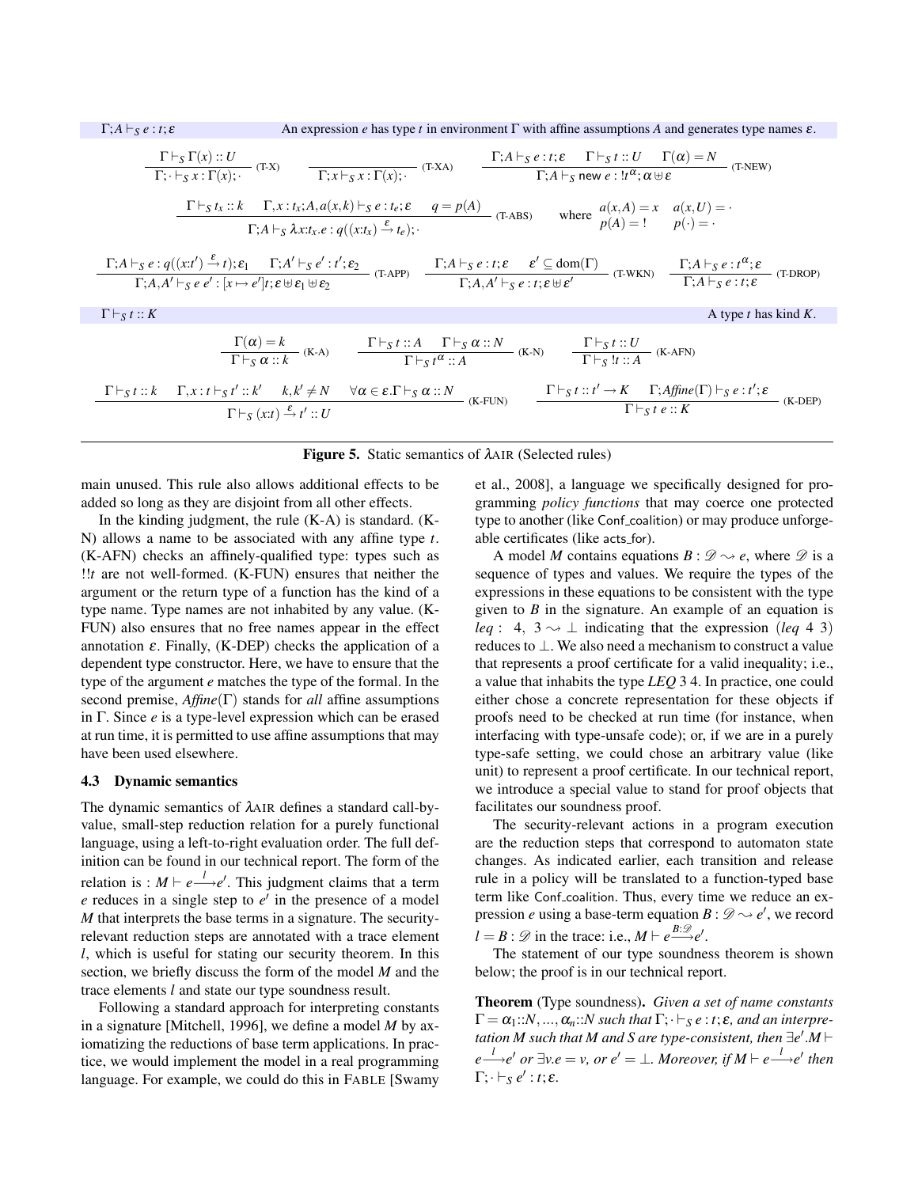$\Gamma; A \vdash_S e : t; \varepsilon$ — An expression $e$ has type $t$ in environment $\Gamma$ with affine assumptions $A$ and generates type names $\varepsilon$.

$$\frac{\Gamma \vdash_S \Gamma(x) :: U}{\Gamma; \cdot \vdash_S x : \Gamma(x); \cdot} \text{ (T-X)} \qquad \frac{}{\Gamma; x \vdash_S x : \Gamma(x); \cdot} \text{ (T-XA)} \qquad \frac{\Gamma; A \vdash_S e : t; \varepsilon \quad \Gamma \vdash_S t :: U \quad \Gamma(\alpha) = N}{\Gamma; A \vdash_S \mathsf{new}\ e : !t^{\alpha}; \alpha \uplus \varepsilon} \text{ (T-NEW)}$$

$$\frac{\Gamma \vdash_S t_x :: k \quad \Gamma, x : t_x; A, a(x,k) \vdash_S e : t_e; \varepsilon \quad q = p(A)}{\Gamma; A \vdash_S \lambda x{:}t_x.e : q((x{:}t_x) \xrightarrow{\varepsilon} t_e); \cdot} \text{ (T-ABS)} \quad \text{where } \begin{array}{ll} a(x,A) = x & a(x,U) = \cdot \\ p(A) = ! & p(\cdot) = \cdot \end{array}$$

$$\frac{\Gamma; A \vdash_S e : q((x{:}t') \xrightarrow{\varepsilon} t); \varepsilon_1 \quad \Gamma; A' \vdash_S e' : t'; \varepsilon_2}{\Gamma; A, A' \vdash_S e\ e' : [x \mapsto e']t; \varepsilon \uplus \varepsilon_1 \uplus \varepsilon_2} \text{ (T-APP)} \quad \frac{\Gamma; A \vdash_S e : t; \varepsilon \quad \varepsilon' \subseteq \mathrm{dom}(\Gamma)}{\Gamma; A, A' \vdash_S e : t; \varepsilon \uplus \varepsilon'} \text{ (T-WKN)} \quad \frac{\Gamma; A \vdash_S e : t^{\alpha}; \varepsilon}{\Gamma; A \vdash_S e : t; \varepsilon} \text{ (T-DROP)}$$

$\Gamma \vdash_S t :: K$ — A type $t$ has kind $K$.

$$\frac{\Gamma(\alpha) = k}{\Gamma \vdash_S \alpha :: k} \text{ (K-A)} \qquad \frac{\Gamma \vdash_S t :: A \quad \Gamma \vdash_S \alpha :: N}{\Gamma \vdash_S t^{\alpha} :: A} \text{ (K-N)} \qquad \frac{\Gamma \vdash_S t :: U}{\Gamma \vdash_S !t :: A} \text{ (K-AFN)}$$

$$\frac{\Gamma \vdash_S t :: k \quad \Gamma, x : t \vdash_S t' :: k' \quad k, k' \neq N \quad \forall \alpha \in \varepsilon. \Gamma \vdash_S \alpha :: N}{\Gamma \vdash_S (x{:}t) \xrightarrow{\varepsilon} t' :: U} \text{ (K-FUN)} \qquad \frac{\Gamma \vdash_S t :: t' \to K \quad \Gamma; \mathit{Affine}(\Gamma) \vdash_S e : t'; \varepsilon}{\Gamma \vdash_S t\ e :: K} \text{ (K-DEP)}$$

**Figure 5.** Static semantics of $\lambda$AIR (Selected rules)

main unused. This rule also allows additional effects to be added so long as they are disjoint from all other effects.

In the kinding judgment, the rule (K-A) is standard. (K-N) allows a name to be associated with any affine type $t$. (K-AFN) checks an affinely-qualified type: types such as $!!t$ are not well-formed. (K-FUN) ensures that neither the argument or the return type of a function has the kind of a type name. Type names are not inhabited by any value. (K-FUN) also ensures that no free names appear in the effect annotation $\varepsilon$. Finally, (K-DEP) checks the application of a dependent type constructor. Here, we have to ensure that the type of the argument $e$ matches the type of the formal. In the second premise, $\mathit{Affine}(\Gamma)$ stands for *all* affine assumptions in $\Gamma$. Since $e$ is a type-level expression which can be erased at run time, it is permitted to use affine assumptions that may have been used elsewhere.

### 4.3 Dynamic semantics

The dynamic semantics of $\lambda$AIR defines a standard call-by-value, small-step reduction relation for a purely functional language, using a left-to-right evaluation order. The full definition can be found in our technical report. The form of the relation is : $M \vdash e \xrightarrow{l} e'$. This judgment claims that a term $e$ reduces in a single step to $e'$ in the presence of a model $M$ that interprets the base terms in a signature. The security-relevant reduction steps are annotated with a trace element $l$, which is useful for stating our security theorem. In this section, we briefly discuss the form of the model $M$ and the trace elements $l$ and state our type soundness result.

Following a standard approach for interpreting constants in a signature [Mitchell, 1996], we define a model $M$ by axiomatizing the reductions of base term applications. In practice, we would implement the model in a real programming language. For example, we could do this in FABLE [Swamy et al., 2008], a language we specifically designed for programming *policy functions* that may coerce one protected type to another (like Conf_coalition) or may produce unforgeable certificates (like acts_for).

A model $M$ contains equations $B : \mathscr{D} \rightsquigarrow e$, where $\mathscr{D}$ is a sequence of types and values. We require the types of the expressions in these equations to be consistent with the type given to $B$ in the signature. An example of an equation is $\mathit{leq} :\ 4,\ 3 \rightsquigarrow \bot$ indicating that the expression $(\mathit{leq}\ 4\ 3)$ reduces to $\bot$. We also need a mechanism to construct a value that represents a proof certificate for a valid inequality; i.e., a value that inhabits the type $\mathit{LEQ}\ 3\ 4$. In practice, one could either chose a concrete representation for these objects if proofs need to be checked at run time (for instance, when interfacing with type-unsafe code); or, if we are in a purely type-safe setting, we could chose an arbitrary value (like unit) to represent a proof certificate. In our technical report, we introduce a special value to stand for proof objects that facilitates our soundness proof.

The security-relevant actions in a program execution are the reduction steps that correspond to automaton state changes. As indicated earlier, each transition and release rule in a policy will be translated to a function-typed base term like Conf_coalition. Thus, every time we reduce an expression $e$ using a base-term equation $B : \mathscr{D} \rightsquigarrow e'$, we record $l = B : \mathscr{D}$ in the trace: i.e., $M \vdash e \xrightarrow{B:\mathscr{D}} e'$.

The statement of our type soundness theorem is shown below; the proof is in our technical report.

**Theorem** (Type soundness)**.** *Given a set of name constants $\Gamma = \alpha_1{::}N, ..., \alpha_n{::}N$ such that $\Gamma; \cdot \vdash_S e : t; \varepsilon$, and an interpretation $M$ such that $M$ and $S$ are type-consistent, then $\exists e'. M \vdash e \xrightarrow{l} e'$ or $\exists v. e = v$, or $e' = \bot$. Moreover, if $M \vdash e \xrightarrow{l} e'$ then $\Gamma; \cdot \vdash_S e' : t; \varepsilon$.*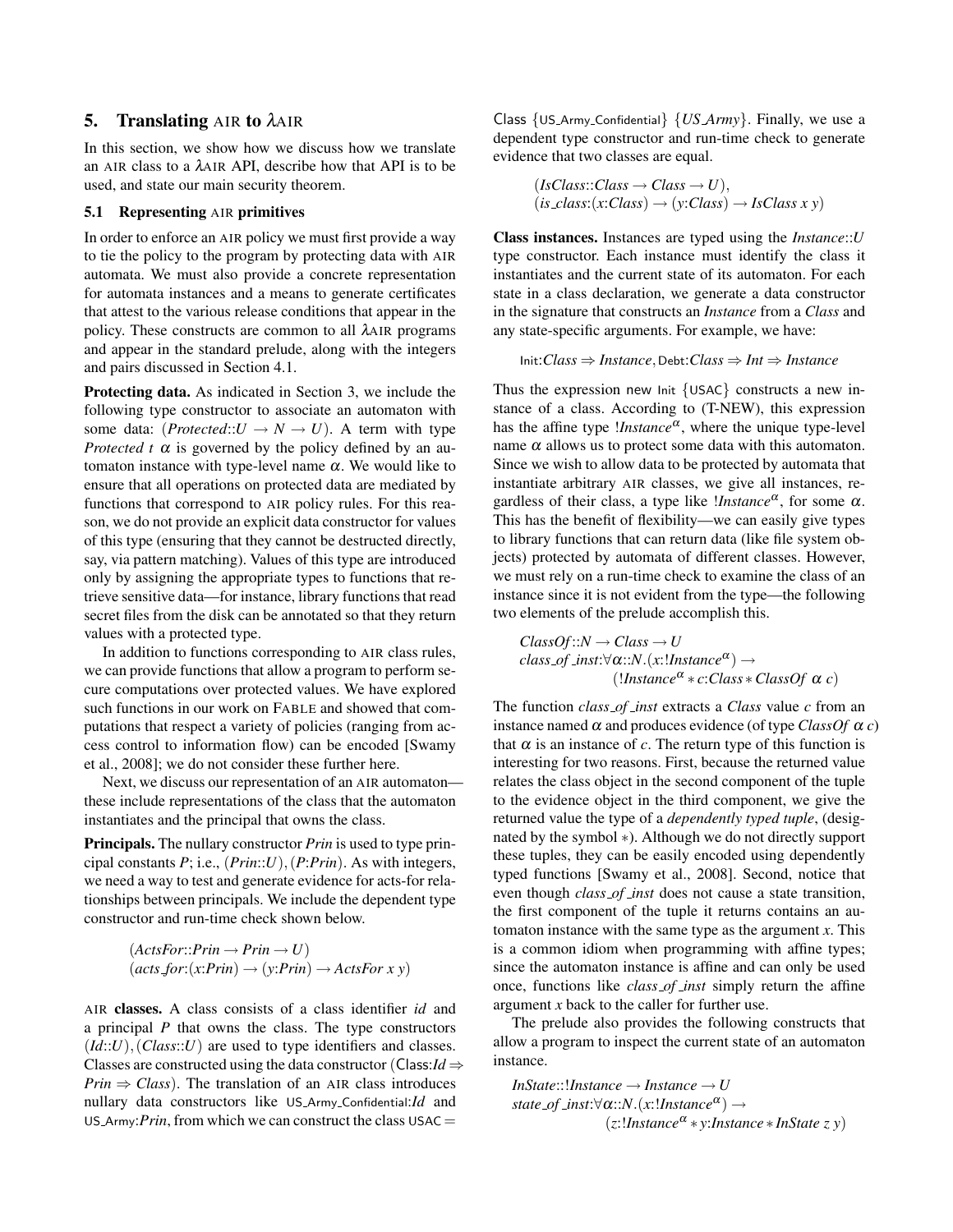## 5. Translating AIR to $\lambda$AIR

In this section, we show how we discuss how we translate an AIR class to a $\lambda$AIR API, describe how that API is to be used, and state our main security theorem.

### 5.1 Representing AIR primitives

In order to enforce an AIR policy we must first provide a way to tie the policy to the program by protecting data with AIR automata. We must also provide a concrete representation for automata instances and a means to generate certificates that attest to the various release conditions that appear in the policy. These constructs are common to all $\lambda$AIR programs and appear in the standard prelude, along with the integers and pairs discussed in Section 4.1.

**Protecting data.** As indicated in Section 3, we include the following type constructor to associate an automaton with some data: $(Protected{::}U \to N \to U)$. A term with type $Protected\ t\ \alpha$ is governed by the policy defined by an automaton instance with type-level name $\alpha$. We would like to ensure that all operations on protected data are mediated by functions that correspond to AIR policy rules. For this reason, we do not provide an explicit data constructor for values of this type (ensuring that they cannot be destructed directly, say, via pattern matching). Values of this type are introduced only by assigning the appropriate types to functions that retrieve sensitive data—for instance, library functions that read secret files from the disk can be annotated so that they return values with a protected type.

In addition to functions corresponding to AIR class rules, we can provide functions that allow a program to perform secure computations over protected values. We have explored such functions in our work on FABLE and showed that computations that respect a variety of policies (ranging from access control to information flow) can be encoded [Swamy et al., 2008]; we do not consider these further here.

Next, we discuss our representation of an AIR automaton—these include representations of the class that the automaton instantiates and the principal that owns the class.

**Principals.** The nullary constructor *Prin* is used to type principal constants *P*; i.e., $(Prin{::}U), (P{:}Prin)$. As with integers, we need a way to test and generate evidence for acts-for relationships between principals. We include the dependent type constructor and run-time check shown below.

$$(ActsFor{::}Prin \to Prin \to U)$$
$$(acts\_for{:}(x{:}Prin) \to (y{:}Prin) \to ActsFor\ x\ y)$$

**AIR classes.** A class consists of a class identifier *id* and a principal *P* that owns the class. The type constructors $(Id{::}U), (Class{::}U)$ are used to type identifiers and classes. Classes are constructed using the data constructor $(\mathsf{Class}{:}Id \Rightarrow Prin \Rightarrow Class)$. The translation of an AIR class introduces nullary data constructors like $\mathsf{US\_Army\_Confidential}{:}Id$ and $\mathsf{US\_Army}{:}Prin$, from which we can construct the class $\mathsf{USAC} = \mathsf{Class}\ \{\mathsf{US\_Army\_Confidential}\}\ \{US\_Army\}$. Finally, we use a dependent type constructor and run-time check to generate evidence that two classes are equal.

$$(IsClass{::}Class \to Class \to U),$$
$$(is\_class{:}(x{:}Class) \to (y{:}Class) \to IsClass\ x\ y)$$

**Class instances.** Instances are typed using the $Instance{::}U$ type constructor. Each instance must identify the class it instantiates and the current state of its automaton. For each state in a class declaration, we generate a data constructor in the signature that constructs an *Instance* from a *Class* and any state-specific arguments. For example, we have:

$$\mathsf{Init}{:}Class \Rightarrow Instance, \mathsf{Debt}{:}Class \Rightarrow Int \Rightarrow Instance$$

Thus the expression new $\mathsf{Init}\ \{\mathsf{USAC}\}$ constructs a new instance of a class. According to (T-NEW), this expression has the affine type $!Instance^{\alpha}$, where the unique type-level name $\alpha$ allows us to protect some data with this automaton. Since we wish to allow data to be protected by automata that instantiate arbitrary AIR classes, we give all instances, regardless of their class, a type like $!Instance^{\alpha}$, for some $\alpha$. This has the benefit of flexibility—we can easily give types to library functions that can return data (like file system objects) protected by automata of different classes. However, we must rely on a run-time check to examine the class of an instance since it is not evident from the type—the following two elements of the prelude accomplish this.

$$ClassOf{::}N \to Class \to U$$
$$class\_of\_inst{:}\forall\alpha{::}N.(x{:}!Instance^{\alpha}) \to (!Instance^{\alpha} * c{:}Class * ClassOf\ \alpha\ c)$$

The function *class_of_inst* extracts a *Class* value *c* from an instance named $\alpha$ and produces evidence (of type $ClassOf\ \alpha\ c$) that $\alpha$ is an instance of *c*. The return type of this function is interesting for two reasons. First, because the returned value relates the class object in the second component of the tuple to the evidence object in the third component, we give the returned value the type of a *dependently typed tuple*, (designated by the symbol $*$). Although we do not directly support these tuples, they can be easily encoded using dependently typed functions [Swamy et al., 2008]. Second, notice that even though *class_of_inst* does not cause a state transition, the first component of the tuple it returns contains an automaton instance with the same type as the argument *x*. This is a common idiom when programming with affine types; since the automaton instance is affine and can only be used once, functions like *class_of_inst* simply return the affine argument *x* back to the caller for further use.

The prelude also provides the following constructs that allow a program to inspect the current state of an automaton instance.

$$InState{::}!Instance \to Instance \to U$$
$$state\_of\_inst{:}\forall\alpha{::}N.(x{:}!Instance^{\alpha}) \to (z{:}!Instance^{\alpha} * y{:}Instance * InState\ z\ y)$$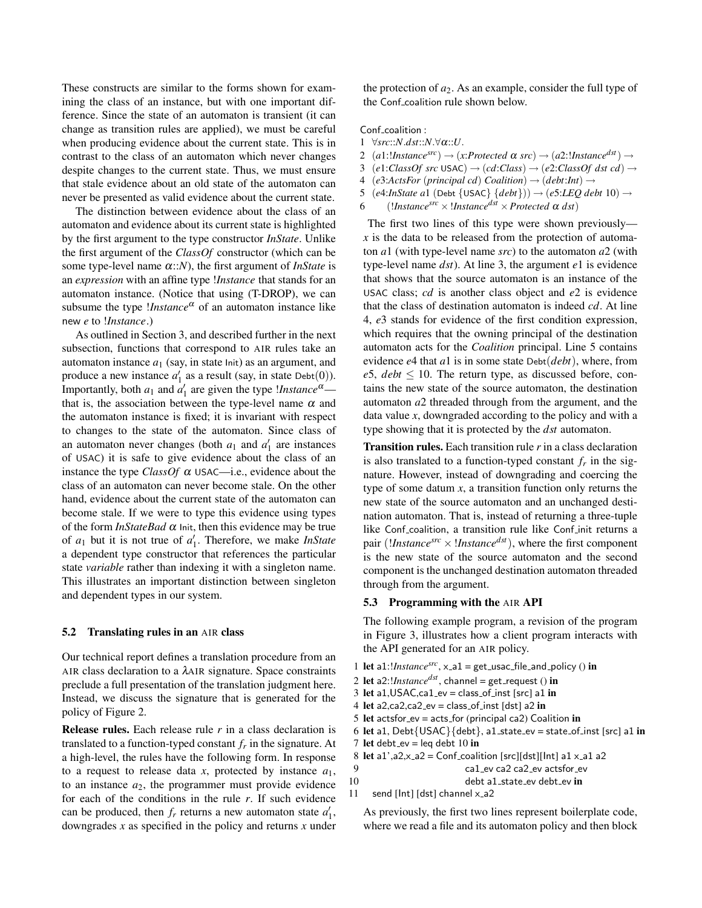These constructs are similar to the forms shown for examining the class of an instance, but with one important difference. Since the state of an automaton is transient (it can change as transition rules are applied), we must be careful when producing evidence about the current state. This is in contrast to the class of an automaton which never changes despite changes to the current state. Thus, we must ensure that stale evidence about an old state of the automaton can never be presented as valid evidence about the current state.

The distinction between evidence about the class of an automaton and evidence about its current state is highlighted by the first argument to the type constructor *InState*. Unlike the first argument of the *ClassOf* constructor (which can be some type-level name $\alpha$::$N$), the first argument of *InState* is an *expression* with an affine type !*Instance* that stands for an automaton instance. (Notice that using (T-DROP), we can subsume the type $!Instance^{\alpha}$ of an automaton instance like new $e$ to !*Instance*.)

As outlined in Section 3, and described further in the next subsection, functions that correspond to AIR rules take an automaton instance $a_1$ (say, in state Init) as an argument, and produce a new instance $a_1'$ as a result (say, in state Debt(0)). Importantly, both $a_1$ and $a_1'$ are given the type $!Instance^{\alpha}$—that is, the association between the type-level name $\alpha$ and the automaton instance is fixed; it is invariant with respect to changes to the state of the automaton. Since class of an automaton never changes (both $a_1$ and $a_1'$ are instances of USAC) it is safe to give evidence about the class of an instance the type *ClassOf* $\alpha$ USAC—i.e., evidence about the class of an automaton can never become stale. On the other hand, evidence about the current state of the automaton can become stale. If we were to type this evidence using types of the form *InStateBad* $\alpha$ Init, then this evidence may be true of $a_1$ but it is not true of $a_1'$. Therefore, we make *InState* a dependent type constructor that references the particular state *variable* rather than indexing it with a singleton name. This illustrates an important distinction between singleton and dependent types in our system.

### 5.2 Translating rules in an AIR class

Our technical report defines a translation procedure from an AIR class declaration to a $\lambda$AIR signature. Space constraints preclude a full presentation of the translation judgment here. Instead, we discuss the signature that is generated for the policy of Figure 2.

**Release rules.** Each release rule $r$ in a class declaration is translated to a function-typed constant $f_r$ in the signature. At a high-level, the rules have the following form. In response to a request to release data $x$, protected by instance $a_1$, to an instance $a_2$, the programmer must provide evidence for each of the conditions in the rule $r$. If such evidence can be produced, then $f_r$ returns a new automaton state $a_1'$, downgrades $x$ as specified in the policy and returns $x$ under the protection of $a_2$. As an example, consider the full type of the Conf_coalition rule shown below.

Conf_coalition :

$$
\begin{array}{ll}
1 & \forall src{::}N.dst{::}N.\forall\alpha{::}U.\\
2 & (a1{:}!Instance^{src}) \rightarrow (x{:}Protected\ \alpha\ src) \rightarrow (a2{:}!Instance^{dst}) \rightarrow\\
3 & (e1{:}ClassOf\ src\ \mathsf{USAC}) \rightarrow (cd{:}Class) \rightarrow (e2{:}ClassOf\ dst\ cd) \rightarrow\\
4 & (e3{:}ActsFor\ (principal\ cd)\ Coalition) \rightarrow (debt{:}Int) \rightarrow\\
5 & (e4{:}InState\ a1\ (\mathsf{Debt}\ \{\mathsf{USAC}\}\ \{debt\})) \rightarrow (e5{:}LEQ\ debt\ 10) \rightarrow\\
6 & \quad (!Instance^{src} \times !Instance^{dst} \times Protected\ \alpha\ dst)
\end{array}
$$

The first two lines of this type were shown previously—$x$ is the data to be released from the protection of automaton $a1$ (with type-level name $src$) to the automaton $a2$ (with type-level name $dst$). At line 3, the argument $e1$ is evidence that shows that the source automaton is an instance of the USAC class; $cd$ is another class object and $e2$ is evidence that the class of destination automaton is indeed $cd$. At line 4, $e3$ stands for evidence of the first condition expression, which requires that the owning principal of the destination automaton acts for the *Coalition* principal. Line 5 contains evidence $e4$ that $a1$ is in some state Debt($debt$), where, from $e5$, $debt \leq 10$. The return type, as discussed before, contains the new state of the source automaton, the destination automaton $a2$ threaded through from the argument, and the data value $x$, downgraded according to the policy and with a type showing that it is protected by the $dst$ automaton.

**Transition rules.** Each transition rule $r$ in a class declaration is also translated to a function-typed constant $f_r$ in the signature. However, instead of downgrading and coercing the type of some datum $x$, a transition function only returns the new state of the source automaton and an unchanged destination automaton. That is, instead of returning a three-tuple like Conf_coalition, a transition rule like Conf_init returns a pair $(!Instance^{src} \times !Instance^{dst})$, where the first component is the new state of the source automaton and the second component is the unchanged destination automaton threaded through from the argument.

### 5.3 Programming with the AIR API

The following example program, a revision of the program in Figure 3, illustrates how a client program interacts with the API generated for an AIR policy.

```
1  let a1:!Instance^src, x_a1 = get_usac_file_and_policy () in
2  let a2:!Instance^dst, channel = get_request () in
3  let a1,USAC,ca1_ev = class_of_inst [src] a1 in
4  let a2,ca2,ca2_ev = class_of_inst [dst] a2 in
5  let actsfor_ev = acts_for (principal ca2) Coalition in
6  let a1, Debt{USAC}{debt}, a1_state_ev = state_of_inst [src] a1 in
7  let debt_ev = leq debt 10 in
8  let a1',a2,x_a2 = Conf_coalition [src][dst][Int] a1 x_a1 a2
9                      ca1_ev ca2 ca2_ev actsfor_ev
10                     debt a1_state_ev debt_ev in
11   send [Int] [dst] channel x_a2
```

As previously, the first two lines represent boilerplate code, where we read a file and its automaton policy and then block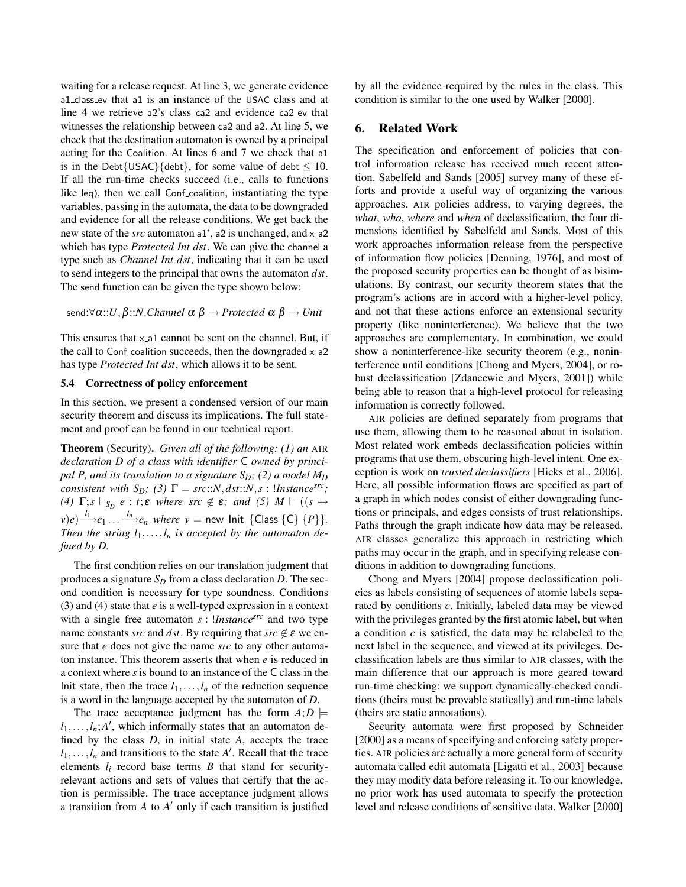waiting for a release request. At line 3, we generate evidence a1_class_ev that a1 is an instance of the USAC class and at line 4 we retrieve a2's class ca2 and evidence ca2_ev that witnesses the relationship between ca2 and a2. At line 5, we check that the destination automaton is owned by a principal acting for the Coalition. At lines 6 and 7 we check that a1 is in the Debt{USAC}{debt}, for some value of debt $\leq 10$. If all the run-time checks succeed (i.e., calls to functions like leq), then we call Conf_coalition, instantiating the type variables, passing in the automata, the data to be downgraded and evidence for all the release conditions. We get back the new state of the *src* automaton a1', a2 is unchanged, and x_a2 which has type *Protected Int dst*. We can give the channel a type such as *Channel Int dst*, indicating that it can be used to send integers to the principal that owns the automaton *dst*. The send function can be given the type shown below:

$$\mathsf{send}{:}\forall\alpha{::}U,\beta{::}N.\mathit{Channel}\ \alpha\ \beta \rightarrow \mathit{Protected}\ \alpha\ \beta \rightarrow \mathit{Unit}$$

This ensures that x_a1 cannot be sent on the channel. But, if the call to Conf_coalition succeeds, then the downgraded x_a2 has type *Protected Int dst*, which allows it to be sent.

### 5.4 Correctness of policy enforcement

In this section, we present a condensed version of our main security theorem and discuss its implications. The full statement and proof can be found in our technical report.

**Theorem** (Security). *Given all of the following: (1) an* AIR *declaration D of a class with identifier* C *owned by principal P, and its translation to a signature $S_D$; (2) a model $M_D$ consistent with $S_D$; (3) $\Gamma = src{::}N, dst{::}N, s : !Instance^{src}$; (4) $\Gamma; s \vdash_{S_D} e : t; \varepsilon$ where $src \notin \varepsilon$; and (5) $M \vdash ((s \mapsto v)e) \xrightarrow{l_1} e_1 \ldots \xrightarrow{l_n} e_n$ where $v =$ new Init {Class {C} {P}}. Then the string $l_1, \ldots, l_n$ is accepted by the automaton defined by D.*

The first condition relies on our translation judgment that produces a signature $S_D$ from a class declaration $D$. The second condition is necessary for type soundness. Conditions (3) and (4) state that $e$ is a well-typed expression in a context with a single free automaton $s : !Instance^{src}$ and two type name constants *src* and *dst*. By requiring that $src \notin \varepsilon$ we ensure that $e$ does not give the name *src* to any other automaton instance. This theorem asserts that when $e$ is reduced in a context where $s$ is bound to an instance of the C class in the Init state, then the trace $l_1, \ldots, l_n$ of the reduction sequence is a word in the language accepted by the automaton of $D$.

The trace acceptance judgment has the form $A; D \models l_1, \ldots, l_n; A'$, which informally states that an automaton defined by the class $D$, in initial state $A$, accepts the trace $l_1, \ldots, l_n$ and transitions to the state $A'$. Recall that the trace elements $l_i$ record base terms $B$ that stand for security-relevant actions and sets of values that certify that the action is permissible. The trace acceptance judgment allows a transition from $A$ to $A'$ only if each transition is justified by all the evidence required by the rules in the class. This condition is similar to the one used by Walker [2000].

## 6. Related Work

The specification and enforcement of policies that control information release has received much recent attention. Sabelfeld and Sands [2005] survey many of these efforts and provide a useful way of organizing the various approaches. AIR policies address, to varying degrees, the *what*, *who*, *where* and *when* of declassification, the four dimensions identified by Sabelfeld and Sands. Most of this work approaches information release from the perspective of information flow policies [Denning, 1976], and most of the proposed security properties can be thought of as bisimulations. By contrast, our security theorem states that the program's actions are in accord with a higher-level policy, and not that these actions enforce an extensional security property (like noninterference). We believe that the two approaches are complementary. In combination, we could show a noninterference-like security theorem (e.g., noninterference until conditions [Chong and Myers, 2004], or robust declassification [Zdancewic and Myers, 2001]) while being able to reason that a high-level protocol for releasing information is correctly followed.

AIR policies are defined separately from programs that use them, allowing them to be reasoned about in isolation. Most related work embeds declassification policies within programs that use them, obscuring high-level intent. One exception is work on *trusted declassifiers* [Hicks et al., 2006]. Here, all possible information flows are specified as part of a graph in which nodes consist of either downgrading functions or principals, and edges consists of trust relationships. Paths through the graph indicate how data may be released. AIR classes generalize this approach in restricting which paths may occur in the graph, and in specifying release conditions in addition to downgrading functions.

Chong and Myers [2004] propose declassification policies as labels consisting of sequences of atomic labels separated by conditions $c$. Initially, labeled data may be viewed with the privileges granted by the first atomic label, but when a condition $c$ is satisfied, the data may be relabeled to the next label in the sequence, and viewed at its privileges. Declassification labels are thus similar to AIR classes, with the main difference that our approach is more geared toward run-time checking: we support dynamically-checked conditions (theirs must be provable statically) and run-time labels (theirs are static annotations).

Security automata were first proposed by Schneider [2000] as a means of specifying and enforcing safety properties. AIR policies are actually a more general form of security automata called edit automata [Ligatti et al., 2003] because they may modify data before releasing it. To our knowledge, no prior work has used automata to specify the protection level and release conditions of sensitive data. Walker [2000]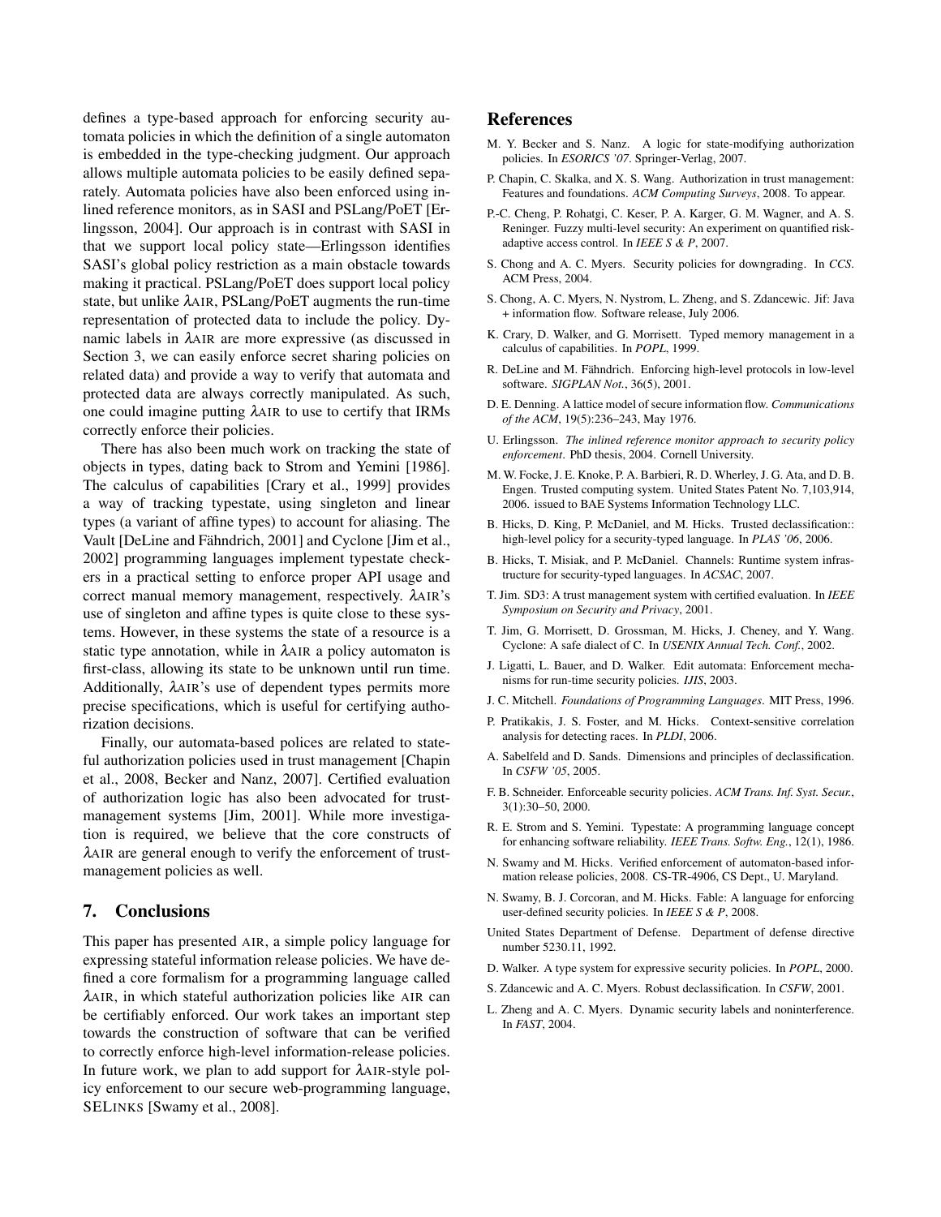defines a type-based approach for enforcing security automata policies in which the definition of a single automaton is embedded in the type-checking judgment. Our approach allows multiple automata policies to be easily defined separately. Automata policies have also been enforced using inlined reference monitors, as in SASI and PSLang/PoET [Erlingsson, 2004]. Our approach is in contrast with SASI in that we support local policy state—Erlingsson identifies SASI's global policy restriction as a main obstacle towards making it practical. PSLang/PoET does support local policy state, but unlike λAIR, PSLang/PoET augments the run-time representation of protected data to include the policy. Dynamic labels in λAIR are more expressive (as discussed in Section 3, we can easily enforce secret sharing policies on related data) and provide a way to verify that automata and protected data are always correctly manipulated. As such, one could imagine putting λAIR to use to certify that IRMs correctly enforce their policies.

There has also been much work on tracking the state of objects in types, dating back to Strom and Yemini [1986]. The calculus of capabilities [Crary et al., 1999] provides a way of tracking typestate, using singleton and linear types (a variant of affine types) to account for aliasing. The Vault [DeLine and Fähndrich, 2001] and Cyclone [Jim et al., 2002] programming languages implement typestate checkers in a practical setting to enforce proper API usage and correct manual memory management, respectively. λAIR's use of singleton and affine types is quite close to these systems. However, in these systems the state of a resource is a static type annotation, while in λAIR a policy automaton is first-class, allowing its state to be unknown until run time. Additionally, λAIR's use of dependent types permits more precise specifications, which is useful for certifying authorization decisions.

Finally, our automata-based polices are related to stateful authorization policies used in trust management [Chapin et al., 2008, Becker and Nanz, 2007]. Certified evaluation of authorization logic has also been advocated for trust-management systems [Jim, 2001]. While more investigation is required, we believe that the core constructs of λAIR are general enough to verify the enforcement of trust-management policies as well.

## 7. Conclusions

This paper has presented AIR, a simple policy language for expressing stateful information release policies. We have defined a core formalism for a programming language called λAIR, in which stateful authorization policies like AIR can be certifiably enforced. Our work takes an important step towards the construction of software that can be verified to correctly enforce high-level information-release policies. In future work, we plan to add support for λAIR-style policy enforcement to our secure web-programming language, SELINKS [Swamy et al., 2008].

## References

M. Y. Becker and S. Nanz. A logic for state-modifying authorization policies. In *ESORICS '07*. Springer-Verlag, 2007.

P. Chapin, C. Skalka, and X. S. Wang. Authorization in trust management: Features and foundations. *ACM Computing Surveys*, 2008. To appear.

P.-C. Cheng, P. Rohatgi, C. Keser, P. A. Karger, G. M. Wagner, and A. S. Reninger. Fuzzy multi-level security: An experiment on quantified risk-adaptive access control. In *IEEE S & P*, 2007.

S. Chong and A. C. Myers. Security policies for downgrading. In *CCS*. ACM Press, 2004.

S. Chong, A. C. Myers, N. Nystrom, L. Zheng, and S. Zdancewic. Jif: Java + information flow. Software release, July 2006.

K. Crary, D. Walker, and G. Morrisett. Typed memory management in a calculus of capabilities. In *POPL*, 1999.

R. DeLine and M. Fähndrich. Enforcing high-level protocols in low-level software. *SIGPLAN Not.*, 36(5), 2001.

D. E. Denning. A lattice model of secure information flow. *Communications of the ACM*, 19(5):236–243, May 1976.

U. Erlingsson. *The inlined reference monitor approach to security policy enforcement*. PhD thesis, 2004. Cornell University.

M. W. Focke, J. E. Knoke, P. A. Barbieri, R. D. Wherley, J. G. Ata, and D. B. Engen. Trusted computing system. United States Patent No. 7,103,914, 2006. issued to BAE Systems Information Technology LLC.

B. Hicks, D. King, P. McDaniel, and M. Hicks. Trusted declassification:: high-level policy for a security-typed language. In *PLAS '06*, 2006.

B. Hicks, T. Misiak, and P. McDaniel. Channels: Runtime system infrastructure for security-typed languages. In *ACSAC*, 2007.

T. Jim. SD3: A trust management system with certified evaluation. In *IEEE Symposium on Security and Privacy*, 2001.

T. Jim, G. Morrisett, D. Grossman, M. Hicks, J. Cheney, and Y. Wang. Cyclone: A safe dialect of C. In *USENIX Annual Tech. Conf.*, 2002.

J. Ligatti, L. Bauer, and D. Walker. Edit automata: Enforcement mechanisms for run-time security policies. *IJIS*, 2003.

J. C. Mitchell. *Foundations of Programming Languages*. MIT Press, 1996.

P. Pratikakis, J. S. Foster, and M. Hicks. Context-sensitive correlation analysis for detecting races. In *PLDI*, 2006.

A. Sabelfeld and D. Sands. Dimensions and principles of declassification. In *CSFW '05*, 2005.

F. B. Schneider. Enforceable security policies. *ACM Trans. Inf. Syst. Secur.*, 3(1):30–50, 2000.

R. E. Strom and S. Yemini. Typestate: A programming language concept for enhancing software reliability. *IEEE Trans. Softw. Eng.*, 12(1), 1986.

N. Swamy and M. Hicks. Verified enforcement of automaton-based information release policies, 2008. CS-TR-4906, CS Dept., U. Maryland.

N. Swamy, B. J. Corcoran, and M. Hicks. Fable: A language for enforcing user-defined security policies. In *IEEE S & P*, 2008.

United States Department of Defense. Department of defense directive number 5230.11, 1992.

D. Walker. A type system for expressive security policies. In *POPL*, 2000.

S. Zdancewic and A. C. Myers. Robust declassification. In *CSFW*, 2001.

L. Zheng and A. C. Myers. Dynamic security labels and noninterference. In *FAST*, 2004.